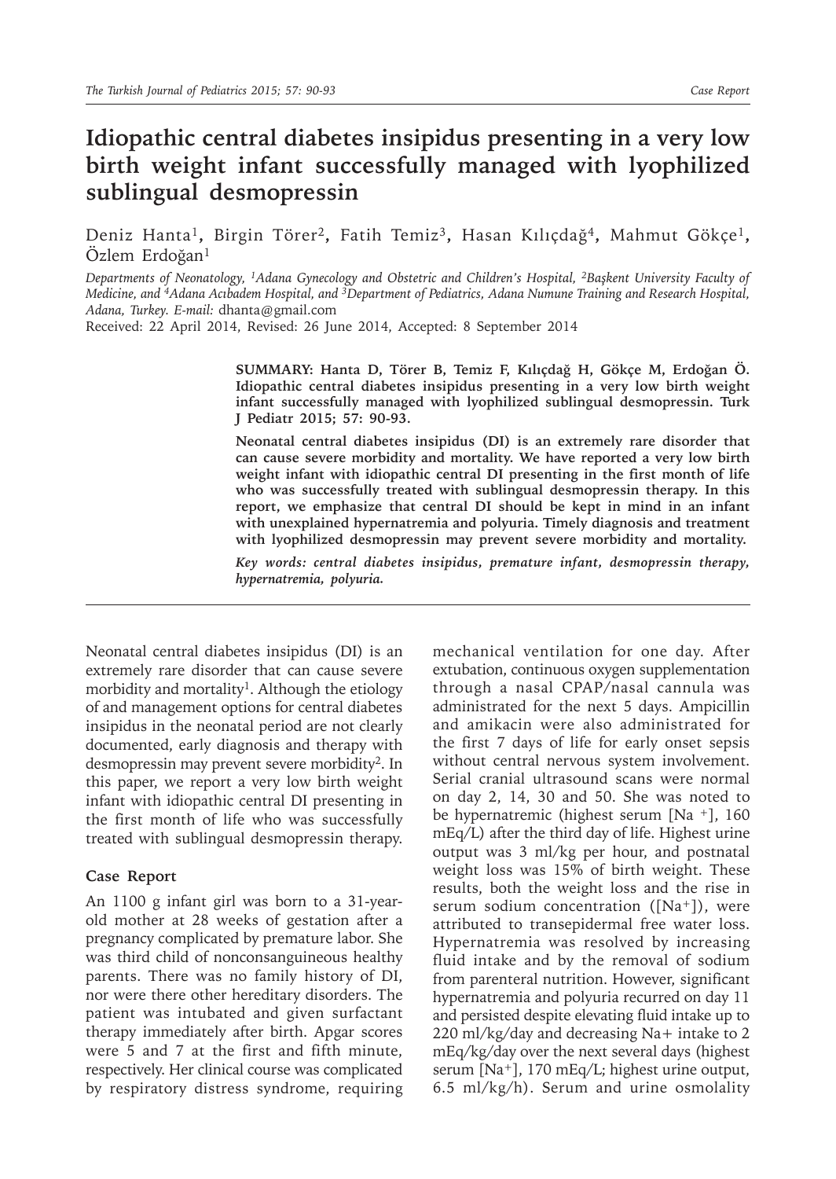# Idiopathic central diabetes insipidus presenting in a very low birth weight infant successfully managed with lyophilized sublingual desmopressin

Deniz Hanta[1], Birgin Törer[2], Fatih Temiz[3], Hasan Kılıçdağ[4], Mahmut Gökçe[1], Özlem Erdoğan[1]

*Departments of Neonatology, [1]Adana Gynecology and Obstetric and Children's Hospital, [2]Başkent University Faculty of Medicine, and [4]Adana Acıbadem Hospital, and [3]Department of Pediatrics, Adana Numune Training and Research Hospital, Adana, Turkey. E-mail:* dhanta@gmail.com

Received: 22 April 2014, Revised: 26 June 2014, Accepted: 8 September 2014

**SUMMARY: Hanta D, Törer B, Temiz F, Kılıçdağ H, Gökçe M, Erdoğan Ö. Idiopathic central diabetes insipidus presenting in a very low birth weight infant successfully managed with lyophilized sublingual desmopressin. Turk J Pediatr 2015; 57: 90-93.**

**Neonatal central diabetes insipidus (DI) is an extremely rare disorder that can cause severe morbidity and mortality. We have reported a very low birth weight infant with idiopathic central DI presenting in the first month of life who was successfully treated with sublingual desmopressin therapy. In this report, we emphasize that central DI should be kept in mind in an infant with unexplained hypernatremia and polyuria. Timely diagnosis and treatment with lyophilized desmopressin may prevent severe morbidity and mortality.**

***Key words: central diabetes insipidus, premature infant, desmopressin therapy, hypernatremia, polyuria.***

Neonatal central diabetes insipidus (DI) is an extremely rare disorder that can cause severe morbidity and mortality[1]. Although the etiology of and management options for central diabetes insipidus in the neonatal period are not clearly documented, early diagnosis and therapy with desmopressin may prevent severe morbidity[2]. In this paper, we report a very low birth weight infant with idiopathic central DI presenting in the first month of life who was successfully treated with sublingual desmopressin therapy.

## Case Report

An 1100 g infant girl was born to a 31-year-old mother at 28 weeks of gestation after a pregnancy complicated by premature labor. She was third child of nonconsanguineous healthy parents. There was no family history of DI, nor were there other hereditary disorders. The patient was intubated and given surfactant therapy immediately after birth. Apgar scores were 5 and 7 at the first and fifth minute, respectively. Her clinical course was complicated by respiratory distress syndrome, requiring mechanical ventilation for one day. After extubation, continuous oxygen supplementation through a nasal CPAP/nasal cannula was administrated for the next 5 days. Ampicillin and amikacin were also administrated for the first 7 days of life for early onset sepsis without central nervous system involvement. Serial cranial ultrasound scans were normal on day 2, 14, 30 and 50. She was noted to be hypernatremic (highest serum [$Na^+$], 160 mEq/L) after the third day of life. Highest urine output was 3 ml/kg per hour, and postnatal weight loss was 15% of birth weight. These results, both the weight loss and the rise in serum sodium concentration ([$Na^+$]), were attributed to transepidermal free water loss. Hypernatremia was resolved by increasing fluid intake and by the removal of sodium from parenteral nutrition. However, significant hypernatremia and polyuria recurred on day 11 and persisted despite elevating fluid intake up to 220 ml/kg/day and decreasing $Na^+$ intake to 2 mEq/kg/day over the next several days (highest serum [$Na^+$], 170 mEq/L; highest urine output, 6.5 ml/kg/h). Serum and urine osmolality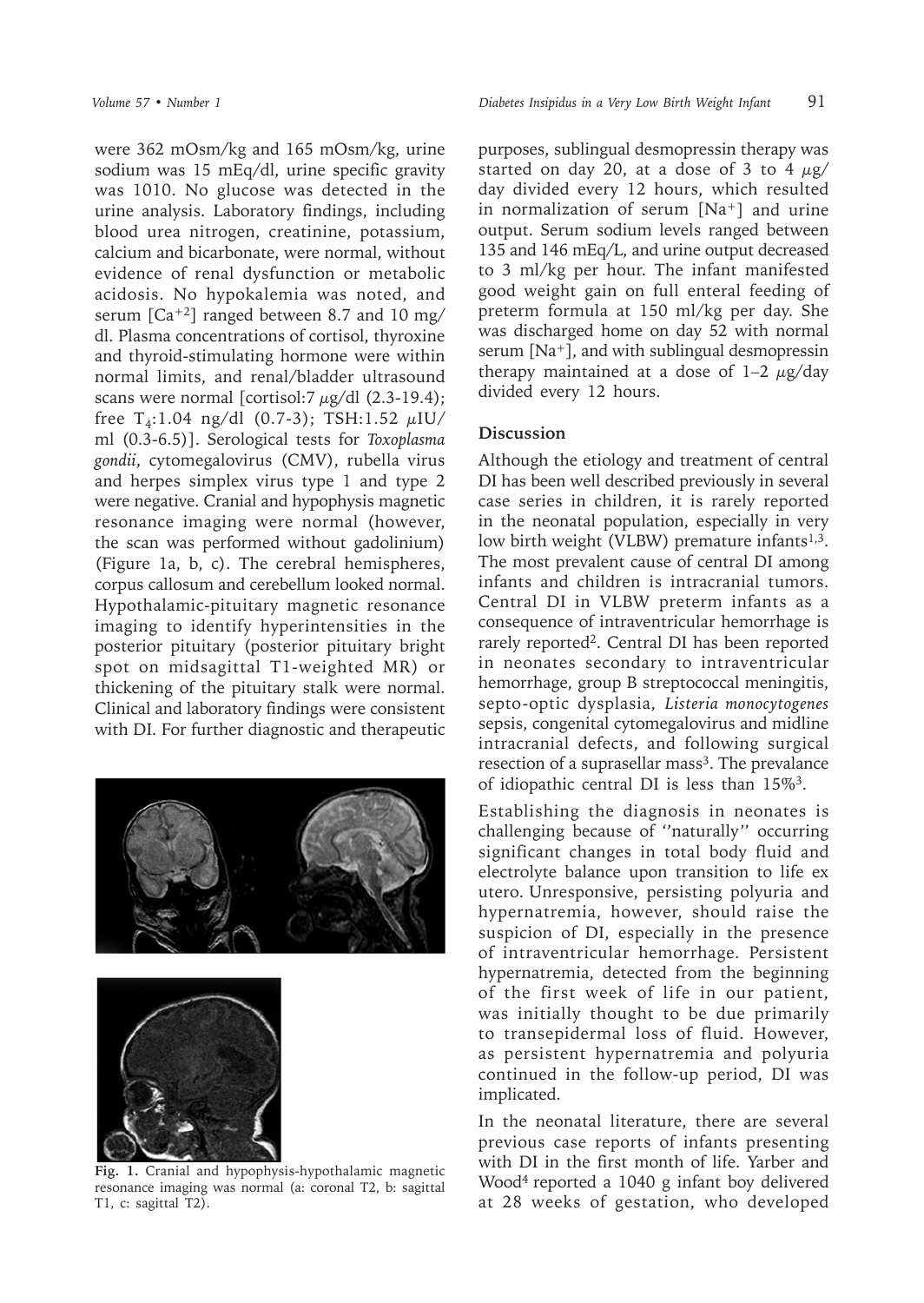were 362 mOsm/kg and 165 mOsm/kg, urine sodium was 15 mEq/dl, urine specific gravity was 1010. No glucose was detected in the urine analysis. Laboratory findings, including blood urea nitrogen, creatinine, potassium, calcium and bicarbonate, were normal, without evidence of renal dysfunction or metabolic acidosis. No hypokalemia was noted, and serum [$Ca^{+2}$] ranged between 8.7 and 10 mg/dl. Plasma concentrations of cortisol, thyroxine and thyroid-stimulating hormone were within normal limits, and renal/bladder ultrasound scans were normal [cortisol:7 μg/dl (2.3-19.4); free $T_4$:1.04 ng/dl (0.7-3); TSH:1.52 μIU/ml (0.3-6.5)]. Serological tests for *Toxoplasma gondii*, cytomegalovirus (CMV), rubella virus and herpes simplex virus type 1 and type 2 were negative. Cranial and hypophysis magnetic resonance imaging were normal (however, the scan was performed without gadolinium) (Figure 1a, b, c). The cerebral hemispheres, corpus callosum and cerebellum looked normal. Hypothalamic-pituitary magnetic resonance imaging to identify hyperintensities in the posterior pituitary (posterior pituitary bright spot on midsagittal T1-weighted MR) or thickening of the pituitary stalk were normal. Clinical and laboratory findings were consistent with DI. For further diagnostic and therapeutic purposes, sublingual desmopressin therapy was started on day 20, at a dose of 3 to 4 μg/day divided every 12 hours, which resulted in normalization of serum [$Na^+$] and urine output. Serum sodium levels ranged between 135 and 146 mEq/L, and urine output decreased to 3 ml/kg per hour. The infant manifested good weight gain on full enteral feeding of preterm formula at 150 ml/kg per day. She was discharged home on day 52 with normal serum [$Na^+$], and with sublingual desmopressin therapy maintained at a dose of 1–2 μg/day divided every 12 hours.

**Fig. 1.** Cranial and hypophysis-hypothalamic magnetic resonance imaging was normal (a: coronal T2, b: sagittal T1, c: sagittal T2).

## Discussion

Although the etiology and treatment of central DI has been well described previously in several case series in children, it is rarely reported in the neonatal population, especially in very low birth weight (VLBW) premature infants[1,3]. The most prevalent cause of central DI among infants and children is intracranial tumors. Central DI in VLBW preterm infants as a consequence of intraventricular hemorrhage is rarely reported[2]. Central DI has been reported in neonates secondary to intraventricular hemorrhage, group B streptococcal meningitis, septo-optic dysplasia, *Listeria monocytogenes* sepsis, congenital cytomegalovirus and midline intracranial defects, and following surgical resection of a suprasellar mass[3]. The prevalance of idiopathic central DI is less than 15%[3].

Establishing the diagnosis in neonates is challenging because of ''naturally'' occurring significant changes in total body fluid and electrolyte balance upon transition to life ex utero. Unresponsive, persisting polyuria and hypernatremia, however, should raise the suspicion of DI, especially in the presence of intraventricular hemorrhage. Persistent hypernatremia, detected from the beginning of the first week of life in our patient, was initially thought to be due primarily to transepidermal loss of fluid. However, as persistent hypernatremia and polyuria continued in the follow-up period, DI was implicated.

In the neonatal literature, there are several previous case reports of infants presenting with DI in the first month of life. Yarber and Wood[4] reported a 1040 g infant boy delivered at 28 weeks of gestation, who developed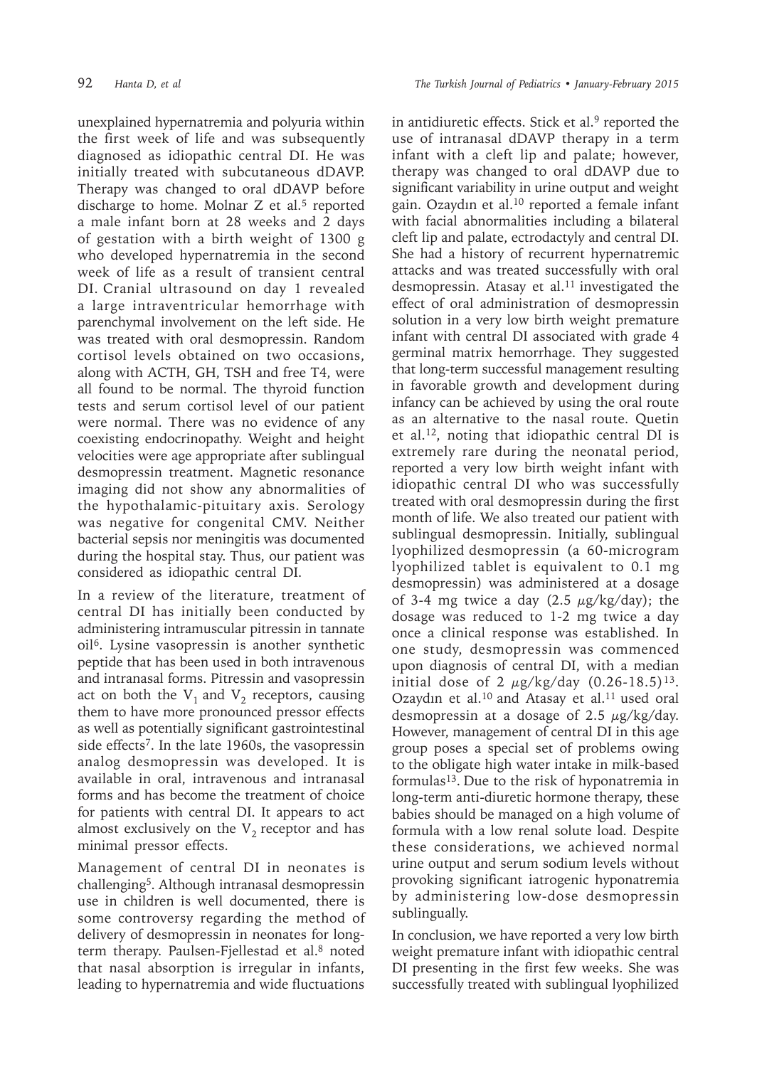unexplained hypernatremia and polyuria within the first week of life and was subsequently diagnosed as idiopathic central DI. He was initially treated with subcutaneous dDAVP. Therapy was changed to oral dDAVP before discharge to home. Molnar Z et al.[5] reported a male infant born at 28 weeks and 2 days of gestation with a birth weight of 1300 g who developed hypernatremia in the second week of life as a result of transient central DI. Cranial ultrasound on day 1 revealed a large intraventricular hemorrhage with parenchymal involvement on the left side. He was treated with oral desmopressin. Random cortisol levels obtained on two occasions, along with ACTH, GH, TSH and free T4, were all found to be normal. The thyroid function tests and serum cortisol level of our patient were normal. There was no evidence of any coexisting endocrinopathy. Weight and height velocities were age appropriate after sublingual desmopressin treatment. Magnetic resonance imaging did not show any abnormalities of the hypothalamic-pituitary axis. Serology was negative for congenital CMV. Neither bacterial sepsis nor meningitis was documented during the hospital stay. Thus, our patient was considered as idiopathic central DI.

In a review of the literature, treatment of central DI has initially been conducted by administering intramuscular pitressin in tannate oil[6]. Lysine vasopressin is another synthetic peptide that has been used in both intravenous and intranasal forms. Pitressin and vasopressin act on both the $V_1$ and $V_2$ receptors, causing them to have more pronounced pressor effects as well as potentially significant gastrointestinal side effects[7]. In the late 1960s, the vasopressin analog desmopressin was developed. It is available in oral, intravenous and intranasal forms and has become the treatment of choice for patients with central DI. It appears to act almost exclusively on the $V_2$ receptor and has minimal pressor effects.

Management of central DI in neonates is challenging[5]. Although intranasal desmopressin use in children is well documented, there is some controversy regarding the method of delivery of desmopressin in neonates for long-term therapy. Paulsen-Fjellestad et al.[8] noted that nasal absorption is irregular in infants, leading to hypernatremia and wide fluctuations in antidiuretic effects. Stick et al.[9] reported the use of intranasal dDAVP therapy in a term infant with a cleft lip and palate; however, therapy was changed to oral dDAVP due to significant variability in urine output and weight gain. Ozaydın et al.[10] reported a female infant with facial abnormalities including a bilateral cleft lip and palate, ectrodactyly and central DI. She had a history of recurrent hypernatremic attacks and was treated successfully with oral desmopressin. Atasay et al.[11] investigated the effect of oral administration of desmopressin solution in a very low birth weight premature infant with central DI associated with grade 4 germinal matrix hemorrhage. They suggested that long-term successful management resulting in favorable growth and development during infancy can be achieved by using the oral route as an alternative to the nasal route. Quetin et al.[12], noting that idiopathic central DI is extremely rare during the neonatal period, reported a very low birth weight infant with idiopathic central DI who was successfully treated with oral desmopressin during the first month of life. We also treated our patient with sublingual desmopressin. Initially, sublingual lyophilized desmopressin (a 60-microgram lyophilized tablet is equivalent to 0.1 mg desmopressin) was administered at a dosage of 3-4 mg twice a day (2.5 $\mu$g/kg/day); the dosage was reduced to 1-2 mg twice a day once a clinical response was established. In one study, desmopressin was commenced upon diagnosis of central DI, with a median initial dose of 2 $\mu$g/kg/day (0.26-18.5)[13]. Ozaydın et al.[10] and Atasay et al.[11] used oral desmopressin at a dosage of 2.5 $\mu$g/kg/day. However, management of central DI in this age group poses a special set of problems owing to the obligate high water intake in milk-based formulas[13]. Due to the risk of hyponatremia in long-term anti-diuretic hormone therapy, these babies should be managed on a high volume of formula with a low renal solute load. Despite these considerations, we achieved normal urine output and serum sodium levels without provoking significant iatrogenic hyponatremia by administering low-dose desmopressin sublingually.

In conclusion, we have reported a very low birth weight premature infant with idiopathic central DI presenting in the first few weeks. She was successfully treated with sublingual lyophilized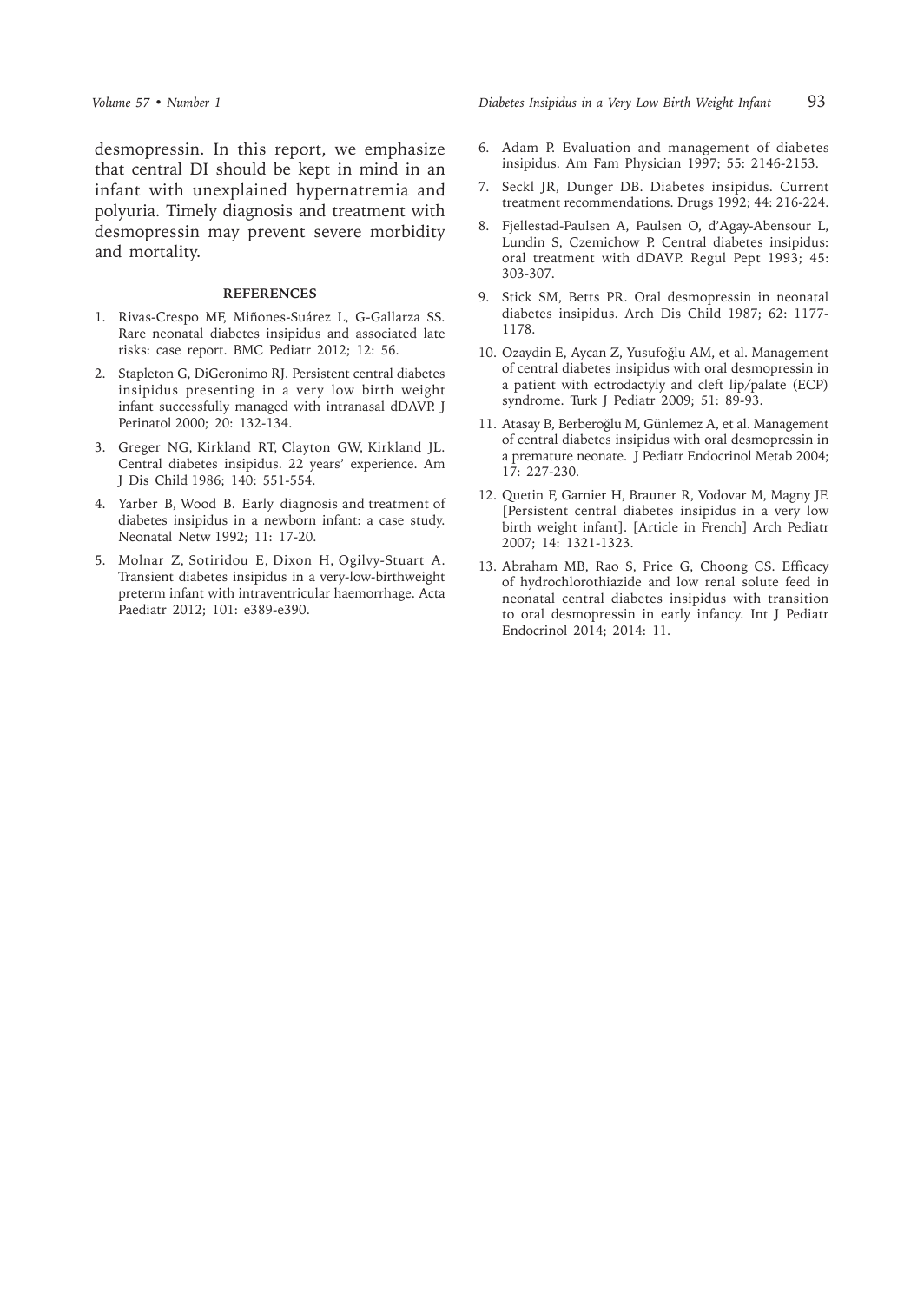desmopressin. In this report, we emphasize that central DI should be kept in mind in an infant with unexplained hypernatremia and polyuria. Timely diagnosis and treatment with desmopressin may prevent severe morbidity and mortality.

## REFERENCES

1. Rivas-Crespo MF, Miñones-Suárez L, G-Gallarza SS. Rare neonatal diabetes insipidus and associated late risks: case report. BMC Pediatr 2012; 12: 56.
2. Stapleton G, DiGeronimo RJ. Persistent central diabetes insipidus presenting in a very low birth weight infant successfully managed with intranasal dDAVP. J Perinatol 2000; 20: 132-134.
3. Greger NG, Kirkland RT, Clayton GW, Kirkland JL. Central diabetes insipidus. 22 years' experience. Am J Dis Child 1986; 140: 551-554.
4. Yarber B, Wood B. Early diagnosis and treatment of diabetes insipidus in a newborn infant: a case study. Neonatal Netw 1992; 11: 17-20.
5. Molnar Z, Sotiridou E, Dixon H, Ogilvy-Stuart A. Transient diabetes insipidus in a very-low-birthweight preterm infant with intraventricular haemorrhage. Acta Paediatr 2012; 101: e389-e390.
6. Adam P. Evaluation and management of diabetes insipidus. Am Fam Physician 1997; 55: 2146-2153.
7. Seckl JR, Dunger DB. Diabetes insipidus. Current treatment recommendations. Drugs 1992; 44: 216-224.
8. Fjellestad-Paulsen A, Paulsen O, d'Agay-Abensour L, Lundin S, Czemichow P. Central diabetes insipidus: oral treatment with dDAVP. Regul Pept 1993; 45: 303-307.
9. Stick SM, Betts PR. Oral desmopressin in neonatal diabetes insipidus. Arch Dis Child 1987; 62: 1177-1178.
10. Ozaydin E, Aycan Z, Yusufoğlu AM, et al. Management of central diabetes insipidus with oral desmopressin in a patient with ectrodactyly and cleft lip/palate (ECP) syndrome. Turk J Pediatr 2009; 51: 89-93.
11. Atasay B, Berberoğlu M, Günlemez A, et al. Management of central diabetes insipidus with oral desmopressin in a premature neonate. J Pediatr Endocrinol Metab 2004; 17: 227-230.
12. Quetin F, Garnier H, Brauner R, Vodovar M, Magny JF. [Persistent central diabetes insipidus in a very low birth weight infant]. [Article in French] Arch Pediatr 2007; 14: 1321-1323.
13. Abraham MB, Rao S, Price G, Choong CS. Efficacy of hydrochlorothiazide and low renal solute feed in neonatal central diabetes insipidus with transition to oral desmopressin in early infancy. Int J Pediatr Endocrinol 2014; 2014: 11.